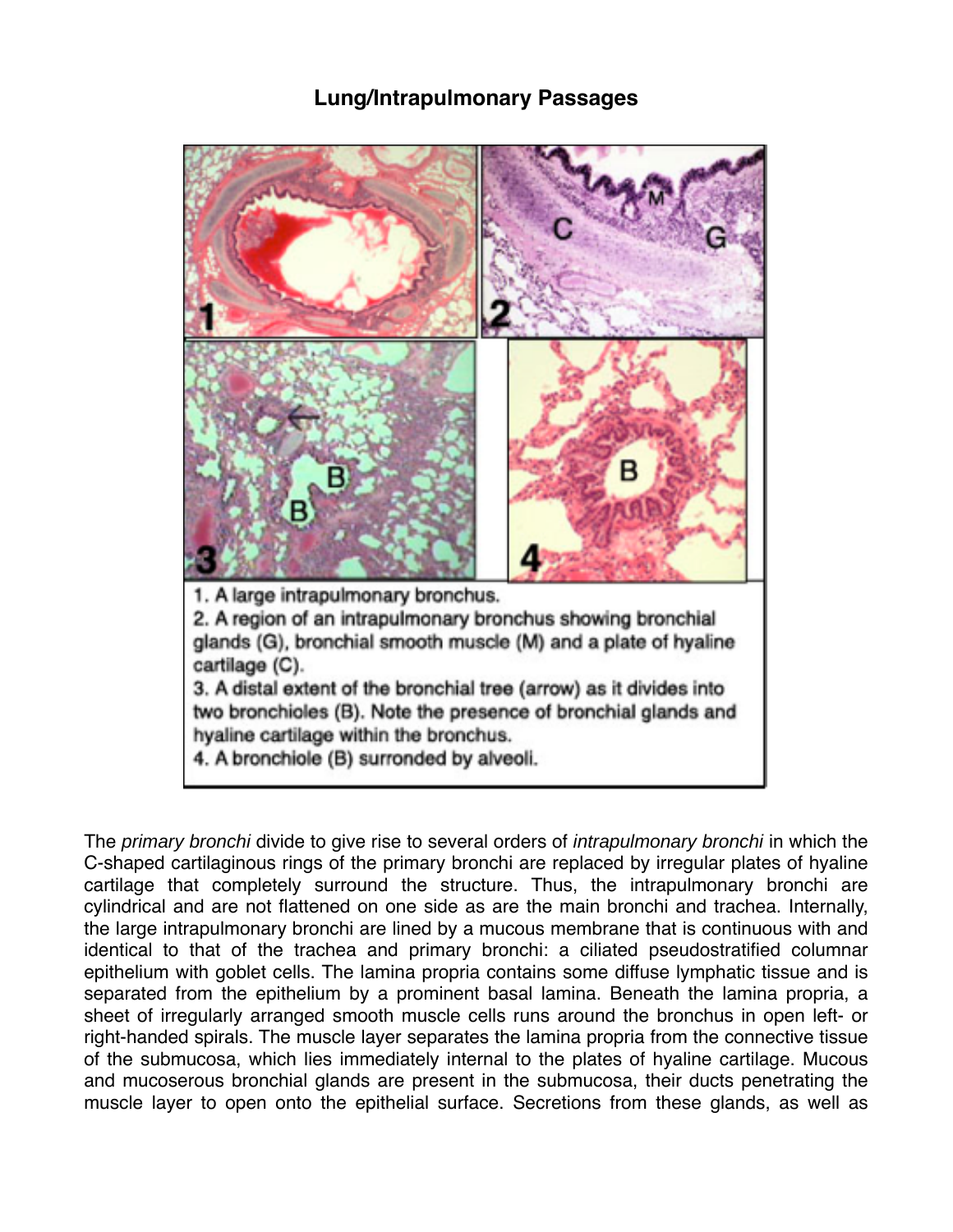## Lung/Intrapulmonary Passages

1. A large intrapulmonary bronchus.
2. A region of an intrapulmonary bronchus showing bronchial glands (G), bronchial smooth muscle (M) and a plate of hyaline cartilage (C).
3. A distal extent of the bronchial tree (arrow) as it divides into two bronchioles (B). Note the presence of bronchial glands and hyaline cartilage within the bronchus.
4. A bronchiole (B) surronded by alveoli.

The *primary bronchi* divide to give rise to several orders of *intrapulmonary bronchi* in which the C-shaped cartilaginous rings of the primary bronchi are replaced by irregular plates of hyaline cartilage that completely surround the structure. Thus, the intrapulmonary bronchi are cylindrical and are not flattened on one side as are the main bronchi and trachea. Internally, the large intrapulmonary bronchi are lined by a mucous membrane that is continuous with and identical to that of the trachea and primary bronchi: a ciliated pseudostratified columnar epithelium with goblet cells. The lamina propria contains some diffuse lymphatic tissue and is separated from the epithelium by a prominent basal lamina. Beneath the lamina propria, a sheet of irregularly arranged smooth muscle cells runs around the bronchus in open left- or right-handed spirals. The muscle layer separates the lamina propria from the connective tissue of the submucosa, which lies immediately internal to the plates of hyaline cartilage. Mucous and mucoserous bronchial glands are present in the submucosa, their ducts penetrating the muscle layer to open onto the epithelial surface. Secretions from these glands, as well as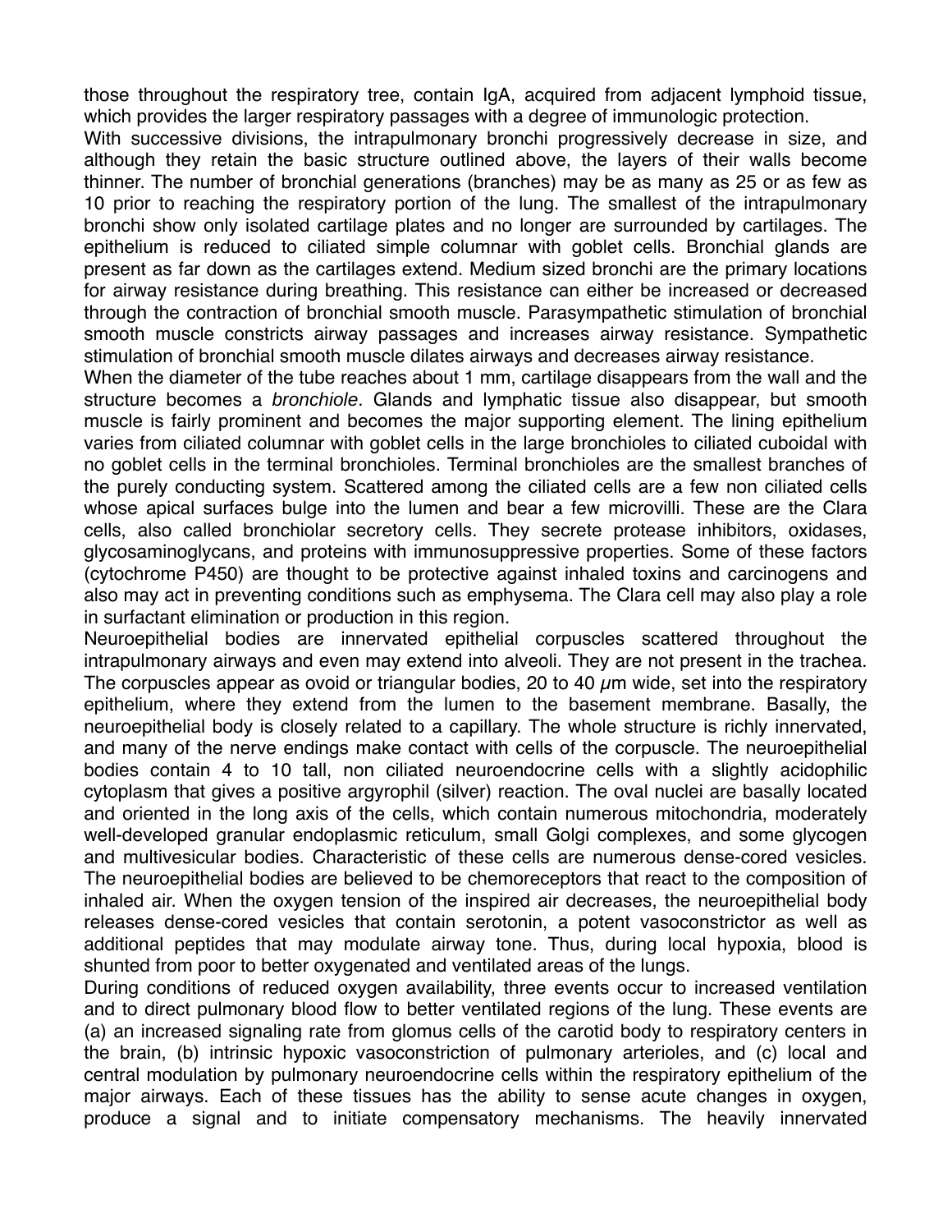those throughout the respiratory tree, contain IgA, acquired from adjacent lymphoid tissue, which provides the larger respiratory passages with a degree of immunologic protection.

With successive divisions, the intrapulmonary bronchi progressively decrease in size, and although they retain the basic structure outlined above, the layers of their walls become thinner. The number of bronchial generations (branches) may be as many as 25 or as few as 10 prior to reaching the respiratory portion of the lung. The smallest of the intrapulmonary bronchi show only isolated cartilage plates and no longer are surrounded by cartilages. The epithelium is reduced to ciliated simple columnar with goblet cells. Bronchial glands are present as far down as the cartilages extend. Medium sized bronchi are the primary locations for airway resistance during breathing. This resistance can either be increased or decreased through the contraction of bronchial smooth muscle. Parasympathetic stimulation of bronchial smooth muscle constricts airway passages and increases airway resistance. Sympathetic stimulation of bronchial smooth muscle dilates airways and decreases airway resistance.

When the diameter of the tube reaches about 1 mm, cartilage disappears from the wall and the structure becomes a *bronchiole*. Glands and lymphatic tissue also disappear, but smooth muscle is fairly prominent and becomes the major supporting element. The lining epithelium varies from ciliated columnar with goblet cells in the large bronchioles to ciliated cuboidal with no goblet cells in the terminal bronchioles. Terminal bronchioles are the smallest branches of the purely conducting system. Scattered among the ciliated cells are a few non ciliated cells whose apical surfaces bulge into the lumen and bear a few microvilli. These are the Clara cells, also called bronchiolar secretory cells. They secrete protease inhibitors, oxidases, glycosaminoglycans, and proteins with immunosuppressive properties. Some of these factors (cytochrome P450) are thought to be protective against inhaled toxins and carcinogens and also may act in preventing conditions such as emphysema. The Clara cell may also play a role in surfactant elimination or production in this region.

Neuroepithelial bodies are innervated epithelial corpuscles scattered throughout the intrapulmonary airways and even may extend into alveoli. They are not present in the trachea. The corpuscles appear as ovoid or triangular bodies, 20 to 40 $\mu$m wide, set into the respiratory epithelium, where they extend from the lumen to the basement membrane. Basally, the neuroepithelial body is closely related to a capillary. The whole structure is richly innervated, and many of the nerve endings make contact with cells of the corpuscle. The neuroepithelial bodies contain 4 to 10 tall, non ciliated neuroendocrine cells with a slightly acidophilic cytoplasm that gives a positive argyrophil (silver) reaction. The oval nuclei are basally located and oriented in the long axis of the cells, which contain numerous mitochondria, moderately well-developed granular endoplasmic reticulum, small Golgi complexes, and some glycogen and multivesicular bodies. Characteristic of these cells are numerous dense-cored vesicles. The neuroepithelial bodies are believed to be chemoreceptors that react to the composition of inhaled air. When the oxygen tension of the inspired air decreases, the neuroepithelial body releases dense-cored vesicles that contain serotonin, a potent vasoconstrictor as well as additional peptides that may modulate airway tone. Thus, during local hypoxia, blood is shunted from poor to better oxygenated and ventilated areas of the lungs.

During conditions of reduced oxygen availability, three events occur to increased ventilation and to direct pulmonary blood flow to better ventilated regions of the lung. These events are (a) an increased signaling rate from glomus cells of the carotid body to respiratory centers in the brain, (b) intrinsic hypoxic vasoconstriction of pulmonary arterioles, and (c) local and central modulation by pulmonary neuroendocrine cells within the respiratory epithelium of the major airways. Each of these tissues has the ability to sense acute changes in oxygen, produce a signal and to initiate compensatory mechanisms. The heavily innervated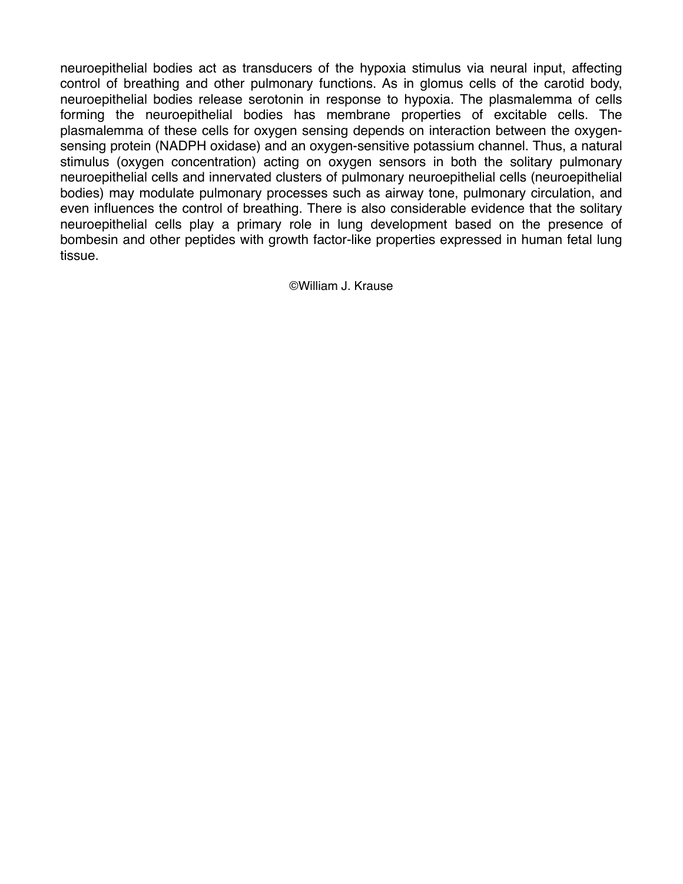neuroepithelial bodies act as transducers of the hypoxia stimulus via neural input, affecting control of breathing and other pulmonary functions. As in glomus cells of the carotid body, neuroepithelial bodies release serotonin in response to hypoxia. The plasmalemma of cells forming the neuroepithelial bodies has membrane properties of excitable cells. The plasmalemma of these cells for oxygen sensing depends on interaction between the oxygen-sensing protein (NADPH oxidase) and an oxygen-sensitive potassium channel. Thus, a natural stimulus (oxygen concentration) acting on oxygen sensors in both the solitary pulmonary neuroepithelial cells and innervated clusters of pulmonary neuroepithelial cells (neuroepithelial bodies) may modulate pulmonary processes such as airway tone, pulmonary circulation, and even influences the control of breathing. There is also considerable evidence that the solitary neuroepithelial cells play a primary role in lung development based on the presence of bombesin and other peptides with growth factor-like properties expressed in human fetal lung tissue.

©William J. Krause